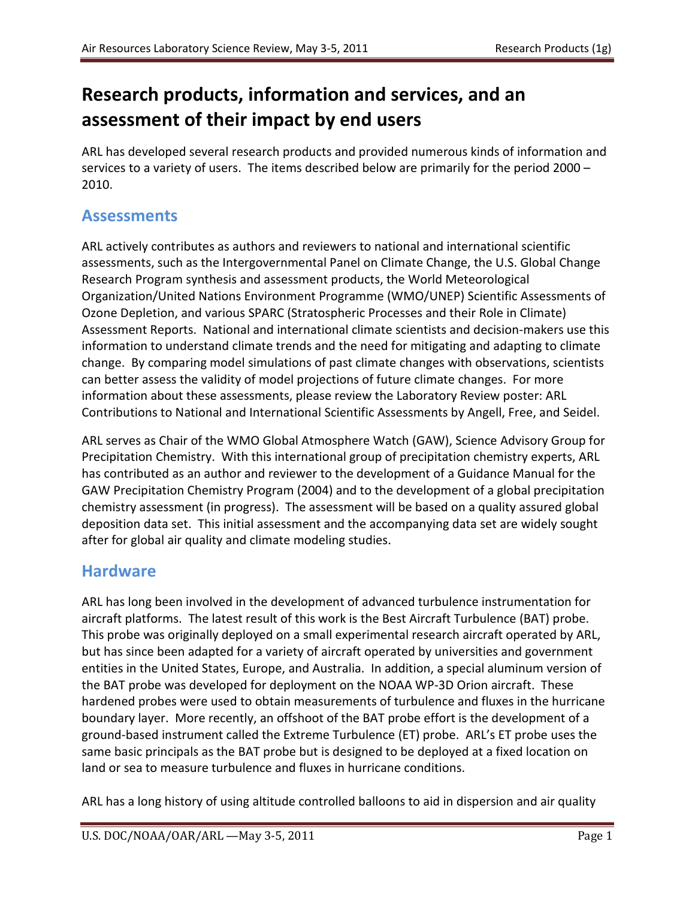# Research products, information and services, and an assessment of their impact by end users

ARL has developed several research products and provided numerous kinds of information and services to a variety of users. The items described below are primarily for the period 2000 – 2010.

## Assessments

ARL actively contributes as authors and reviewers to national and international scientific assessments, such as the Intergovernmental Panel on Climate Change, the U.S. Global Change Research Program synthesis and assessment products, the World Meteorological Organization/United Nations Environment Programme (WMO/UNEP) Scientific Assessments of Ozone Depletion, and various SPARC (Stratospheric Processes and their Role in Climate) Assessment Reports. National and international climate scientists and decision-makers use this information to understand climate trends and the need for mitigating and adapting to climate change. By comparing model simulations of past climate changes with observations, scientists can better assess the validity of model projections of future climate changes. For more information about these assessments, please review the Laboratory Review poster: ARL Contributions to National and International Scientific Assessments by Angell, Free, and Seidel.

ARL serves as Chair of the WMO Global Atmosphere Watch (GAW), Science Advisory Group for Precipitation Chemistry. With this international group of precipitation chemistry experts, ARL has contributed as an author and reviewer to the development of a Guidance Manual for the GAW Precipitation Chemistry Program (2004) and to the development of a global precipitation chemistry assessment (in progress). The assessment will be based on a quality assured global deposition data set. This initial assessment and the accompanying data set are widely sought after for global air quality and climate modeling studies.

## Hardware

ARL has long been involved in the development of advanced turbulence instrumentation for aircraft platforms. The latest result of this work is the Best Aircraft Turbulence (BAT) probe. This probe was originally deployed on a small experimental research aircraft operated by ARL, but has since been adapted for a variety of aircraft operated by universities and government entities in the United States, Europe, and Australia. In addition, a special aluminum version of the BAT probe was developed for deployment on the NOAA WP-3D Orion aircraft. These hardened probes were used to obtain measurements of turbulence and fluxes in the hurricane boundary layer. More recently, an offshoot of the BAT probe effort is the development of a ground-based instrument called the Extreme Turbulence (ET) probe. ARL's ET probe uses the same basic principals as the BAT probe but is designed to be deployed at a fixed location on land or sea to measure turbulence and fluxes in hurricane conditions.

ARL has a long history of using altitude controlled balloons to aid in dispersion and air quality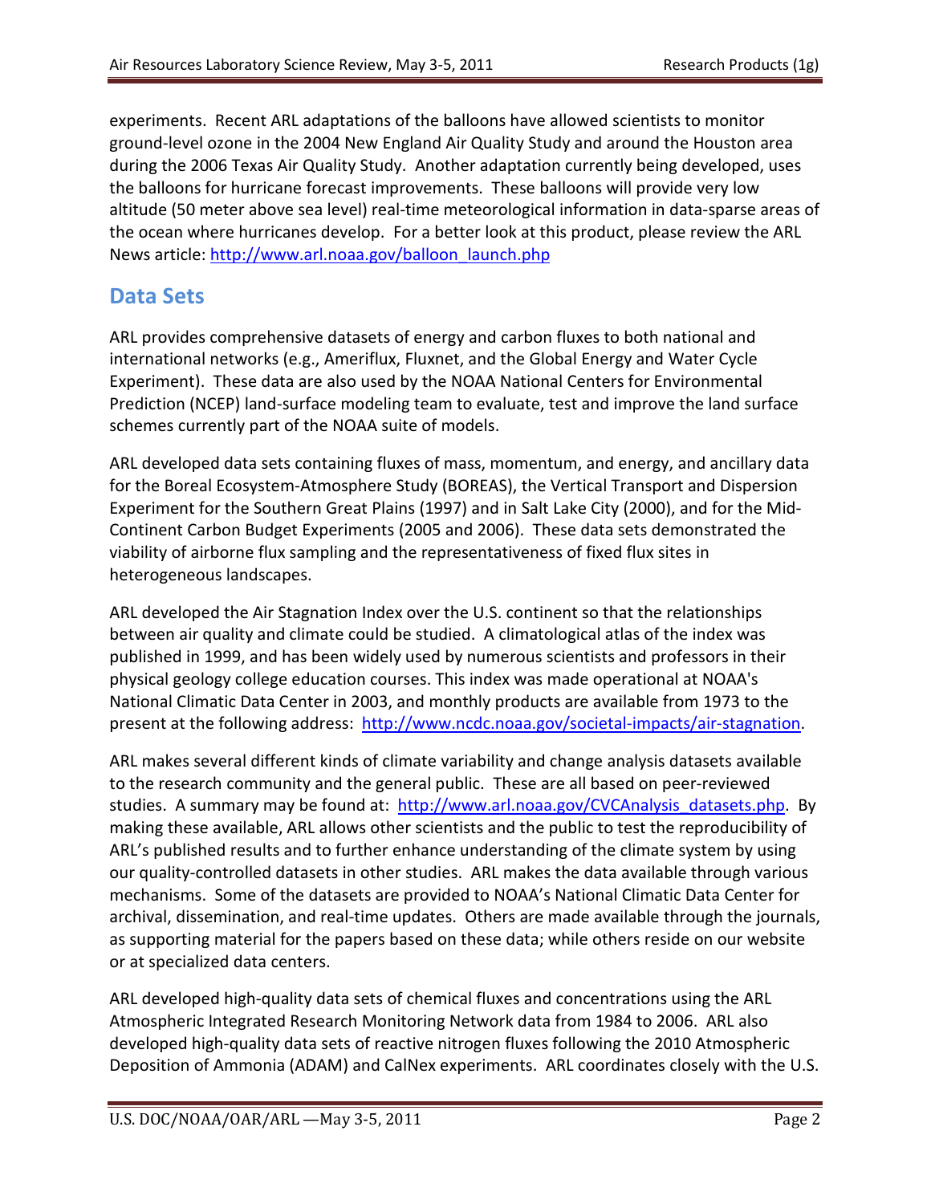experiments. Recent ARL adaptations of the balloons have allowed scientists to monitor ground-level ozone in the 2004 New England Air Quality Study and around the Houston area during the 2006 Texas Air Quality Study. Another adaptation currently being developed, uses the balloons for hurricane forecast improvements. These balloons will provide very low altitude (50 meter above sea level) real-time meteorological information in data-sparse areas of the ocean where hurricanes develop. For a better look at this product, please review the ARL News article: http://www.arl.noaa.gov/balloon_launch.php

## Data Sets

ARL provides comprehensive datasets of energy and carbon fluxes to both national and international networks (e.g., Ameriflux, Fluxnet, and the Global Energy and Water Cycle Experiment). These data are also used by the NOAA National Centers for Environmental Prediction (NCEP) land-surface modeling team to evaluate, test and improve the land surface schemes currently part of the NOAA suite of models.

ARL developed data sets containing fluxes of mass, momentum, and energy, and ancillary data for the Boreal Ecosystem-Atmosphere Study (BOREAS), the Vertical Transport and Dispersion Experiment for the Southern Great Plains (1997) and in Salt Lake City (2000), and for the Mid-Continent Carbon Budget Experiments (2005 and 2006). These data sets demonstrated the viability of airborne flux sampling and the representativeness of fixed flux sites in heterogeneous landscapes.

ARL developed the Air Stagnation Index over the U.S. continent so that the relationships between air quality and climate could be studied. A climatological atlas of the index was published in 1999, and has been widely used by numerous scientists and professors in their physical geology college education courses. This index was made operational at NOAA's National Climatic Data Center in 2003, and monthly products are available from 1973 to the present at the following address: http://www.ncdc.noaa.gov/societal-impacts/air-stagnation.

ARL makes several different kinds of climate variability and change analysis datasets available to the research community and the general public. These are all based on peer-reviewed studies. A summary may be found at: http://www.arl.noaa.gov/CVCAnalysis_datasets.php. By making these available, ARL allows other scientists and the public to test the reproducibility of ARL's published results and to further enhance understanding of the climate system by using our quality-controlled datasets in other studies. ARL makes the data available through various mechanisms. Some of the datasets are provided to NOAA's National Climatic Data Center for archival, dissemination, and real-time updates. Others are made available through the journals, as supporting material for the papers based on these data; while others reside on our website or at specialized data centers.

ARL developed high-quality data sets of chemical fluxes and concentrations using the ARL Atmospheric Integrated Research Monitoring Network data from 1984 to 2006. ARL also developed high-quality data sets of reactive nitrogen fluxes following the 2010 Atmospheric Deposition of Ammonia (ADAM) and CalNex experiments. ARL coordinates closely with the U.S.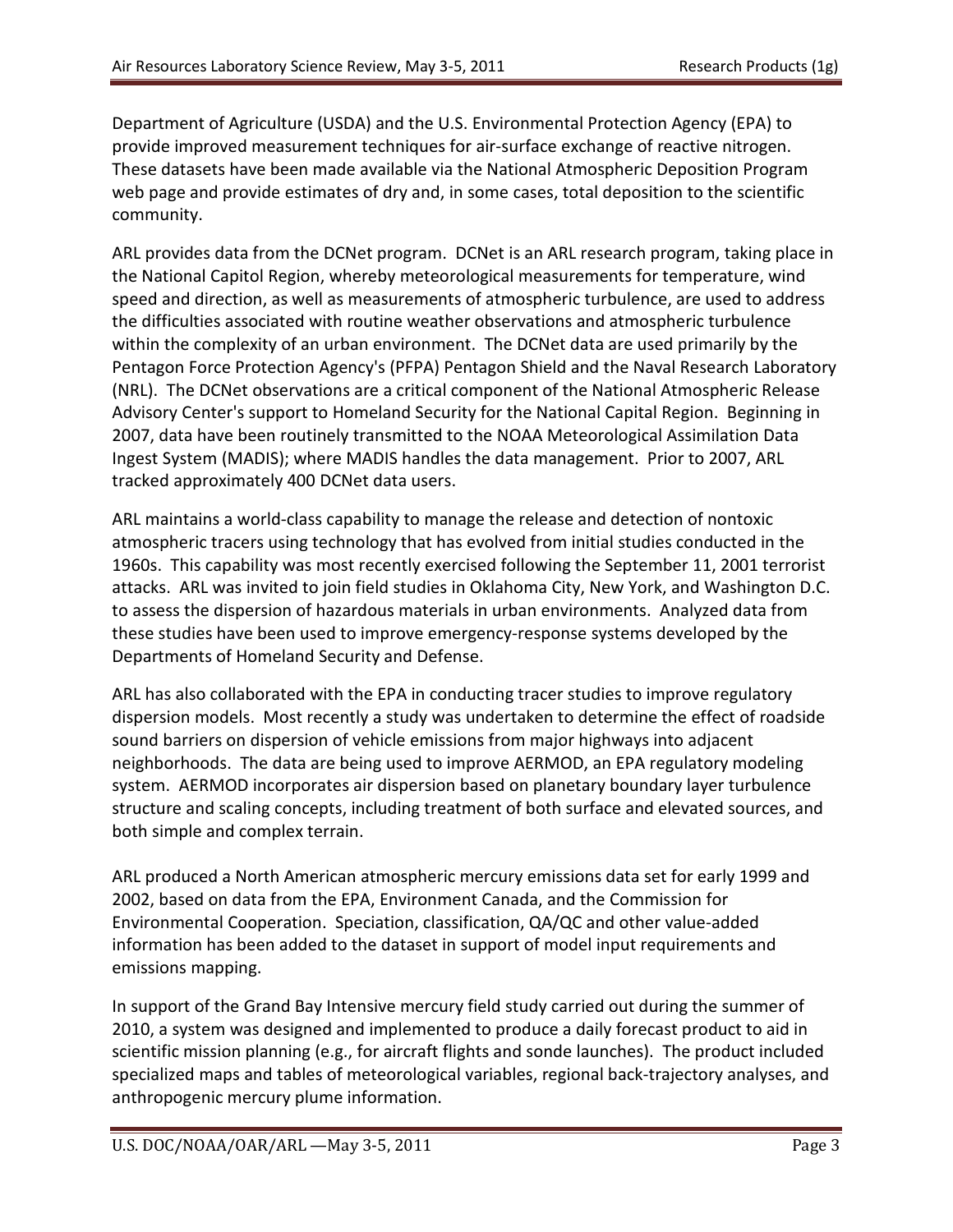Department of Agriculture (USDA) and the U.S. Environmental Protection Agency (EPA) to provide improved measurement techniques for air-surface exchange of reactive nitrogen. These datasets have been made available via the National Atmospheric Deposition Program web page and provide estimates of dry and, in some cases, total deposition to the scientific community.

ARL provides data from the DCNet program. DCNet is an ARL research program, taking place in the National Capitol Region, whereby meteorological measurements for temperature, wind speed and direction, as well as measurements of atmospheric turbulence, are used to address the difficulties associated with routine weather observations and atmospheric turbulence within the complexity of an urban environment. The DCNet data are used primarily by the Pentagon Force Protection Agency's (PFPA) Pentagon Shield and the Naval Research Laboratory (NRL). The DCNet observations are a critical component of the National Atmospheric Release Advisory Center's support to Homeland Security for the National Capital Region. Beginning in 2007, data have been routinely transmitted to the NOAA Meteorological Assimilation Data Ingest System (MADIS); where MADIS handles the data management. Prior to 2007, ARL tracked approximately 400 DCNet data users.

ARL maintains a world-class capability to manage the release and detection of nontoxic atmospheric tracers using technology that has evolved from initial studies conducted in the 1960s. This capability was most recently exercised following the September 11, 2001 terrorist attacks. ARL was invited to join field studies in Oklahoma City, New York, and Washington D.C. to assess the dispersion of hazardous materials in urban environments. Analyzed data from these studies have been used to improve emergency-response systems developed by the Departments of Homeland Security and Defense.

ARL has also collaborated with the EPA in conducting tracer studies to improve regulatory dispersion models. Most recently a study was undertaken to determine the effect of roadside sound barriers on dispersion of vehicle emissions from major highways into adjacent neighborhoods. The data are being used to improve AERMOD, an EPA regulatory modeling system. AERMOD incorporates air dispersion based on planetary boundary layer turbulence structure and scaling concepts, including treatment of both surface and elevated sources, and both simple and complex terrain.

ARL produced a North American atmospheric mercury emissions data set for early 1999 and 2002, based on data from the EPA, Environment Canada, and the Commission for Environmental Cooperation. Speciation, classification, QA/QC and other value-added information has been added to the dataset in support of model input requirements and emissions mapping.

In support of the Grand Bay Intensive mercury field study carried out during the summer of 2010, a system was designed and implemented to produce a daily forecast product to aid in scientific mission planning (e.g., for aircraft flights and sonde launches). The product included specialized maps and tables of meteorological variables, regional back-trajectory analyses, and anthropogenic mercury plume information.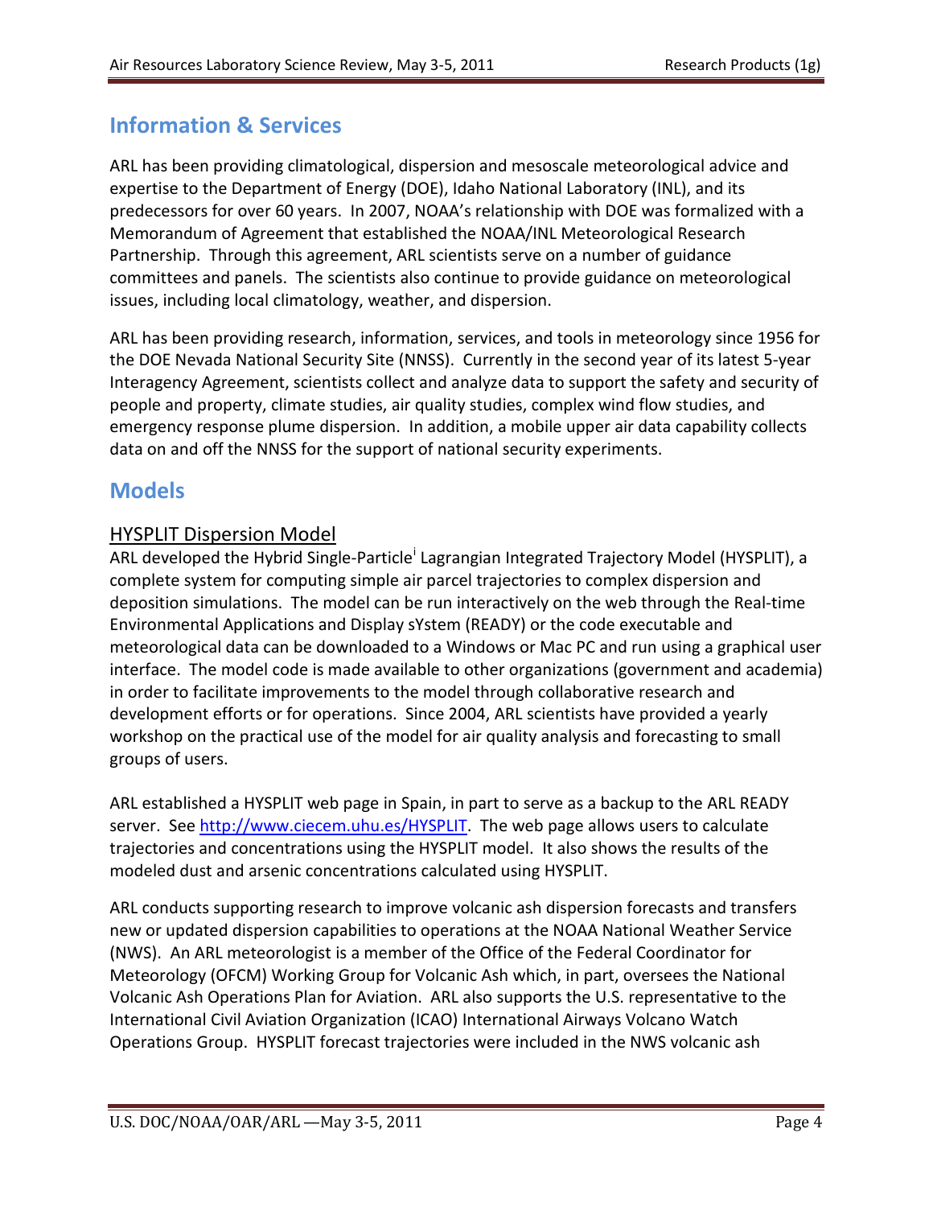## Information & Services

ARL has been providing climatological, dispersion and mesoscale meteorological advice and expertise to the Department of Energy (DOE), Idaho National Laboratory (INL), and its predecessors for over 60 years. In 2007, NOAA's relationship with DOE was formalized with a Memorandum of Agreement that established the NOAA/INL Meteorological Research Partnership. Through this agreement, ARL scientists serve on a number of guidance committees and panels. The scientists also continue to provide guidance on meteorological issues, including local climatology, weather, and dispersion.

ARL has been providing research, information, services, and tools in meteorology since 1956 for the DOE Nevada National Security Site (NNSS). Currently in the second year of its latest 5-year Interagency Agreement, scientists collect and analyze data to support the safety and security of people and property, climate studies, air quality studies, complex wind flow studies, and emergency response plume dispersion. In addition, a mobile upper air data capability collects data on and off the NNSS for the support of national security experiments.

## Models

### HYSPLIT Dispersion Model

ARL developed the Hybrid Single-Particle[i] Lagrangian Integrated Trajectory Model (HYSPLIT), a complete system for computing simple air parcel trajectories to complex dispersion and deposition simulations. The model can be run interactively on the web through the Real-time Environmental Applications and Display sYstem (READY) or the code executable and meteorological data can be downloaded to a Windows or Mac PC and run using a graphical user interface. The model code is made available to other organizations (government and academia) in order to facilitate improvements to the model through collaborative research and development efforts or for operations. Since 2004, ARL scientists have provided a yearly workshop on the practical use of the model for air quality analysis and forecasting to small groups of users.

ARL established a HYSPLIT web page in Spain, in part to serve as a backup to the ARL READY server. See http://www.ciecem.uhu.es/HYSPLIT. The web page allows users to calculate trajectories and concentrations using the HYSPLIT model. It also shows the results of the modeled dust and arsenic concentrations calculated using HYSPLIT.

ARL conducts supporting research to improve volcanic ash dispersion forecasts and transfers new or updated dispersion capabilities to operations at the NOAA National Weather Service (NWS). An ARL meteorologist is a member of the Office of the Federal Coordinator for Meteorology (OFCM) Working Group for Volcanic Ash which, in part, oversees the National Volcanic Ash Operations Plan for Aviation. ARL also supports the U.S. representative to the International Civil Aviation Organization (ICAO) International Airways Volcano Watch Operations Group. HYSPLIT forecast trajectories were included in the NWS volcanic ash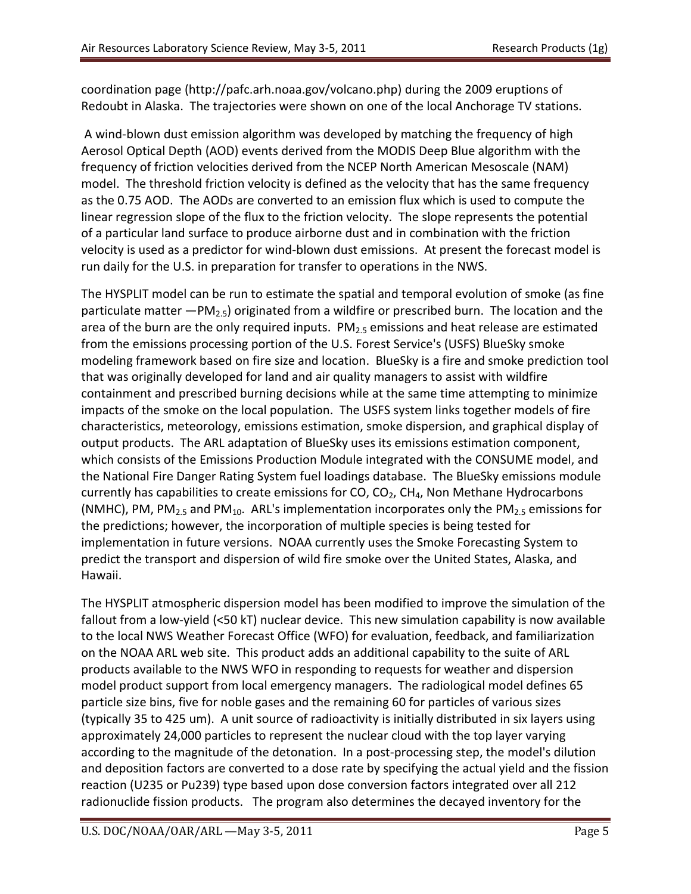coordination page (http://pafc.arh.noaa.gov/volcano.php) during the 2009 eruptions of Redoubt in Alaska. The trajectories were shown on one of the local Anchorage TV stations.

A wind-blown dust emission algorithm was developed by matching the frequency of high Aerosol Optical Depth (AOD) events derived from the MODIS Deep Blue algorithm with the frequency of friction velocities derived from the NCEP North American Mesoscale (NAM) model. The threshold friction velocity is defined as the velocity that has the same frequency as the 0.75 AOD. The AODs are converted to an emission flux which is used to compute the linear regression slope of the flux to the friction velocity. The slope represents the potential of a particular land surface to produce airborne dust and in combination with the friction velocity is used as a predictor for wind-blown dust emissions. At present the forecast model is run daily for the U.S. in preparation for transfer to operations in the NWS.

The HYSPLIT model can be run to estimate the spatial and temporal evolution of smoke (as fine particulate matter —$PM_{2.5}$) originated from a wildfire or prescribed burn. The location and the area of the burn are the only required inputs. $PM_{2.5}$ emissions and heat release are estimated from the emissions processing portion of the U.S. Forest Service's (USFS) BlueSky smoke modeling framework based on fire size and location. BlueSky is a fire and smoke prediction tool that was originally developed for land and air quality managers to assist with wildfire containment and prescribed burning decisions while at the same time attempting to minimize impacts of the smoke on the local population. The USFS system links together models of fire characteristics, meteorology, emissions estimation, smoke dispersion, and graphical display of output products. The ARL adaptation of BlueSky uses its emissions estimation component, which consists of the Emissions Production Module integrated with the CONSUME model, and the National Fire Danger Rating System fuel loadings database. The BlueSky emissions module currently has capabilities to create emissions for CO, $CO_2$, $CH_4$, Non Methane Hydrocarbons (NMHC), PM, $PM_{2.5}$ and $PM_{10}$. ARL's implementation incorporates only the $PM_{2.5}$ emissions for the predictions; however, the incorporation of multiple species is being tested for implementation in future versions. NOAA currently uses the Smoke Forecasting System to predict the transport and dispersion of wild fire smoke over the United States, Alaska, and Hawaii.

The HYSPLIT atmospheric dispersion model has been modified to improve the simulation of the fallout from a low-yield (<50 kT) nuclear device. This new simulation capability is now available to the local NWS Weather Forecast Office (WFO) for evaluation, feedback, and familiarization on the NOAA ARL web site. This product adds an additional capability to the suite of ARL products available to the NWS WFO in responding to requests for weather and dispersion model product support from local emergency managers. The radiological model defines 65 particle size bins, five for noble gases and the remaining 60 for particles of various sizes (typically 35 to 425 um). A unit source of radioactivity is initially distributed in six layers using approximately 24,000 particles to represent the nuclear cloud with the top layer varying according to the magnitude of the detonation. In a post-processing step, the model's dilution and deposition factors are converted to a dose rate by specifying the actual yield and the fission reaction (U235 or Pu239) type based upon dose conversion factors integrated over all 212 radionuclide fission products. The program also determines the decayed inventory for the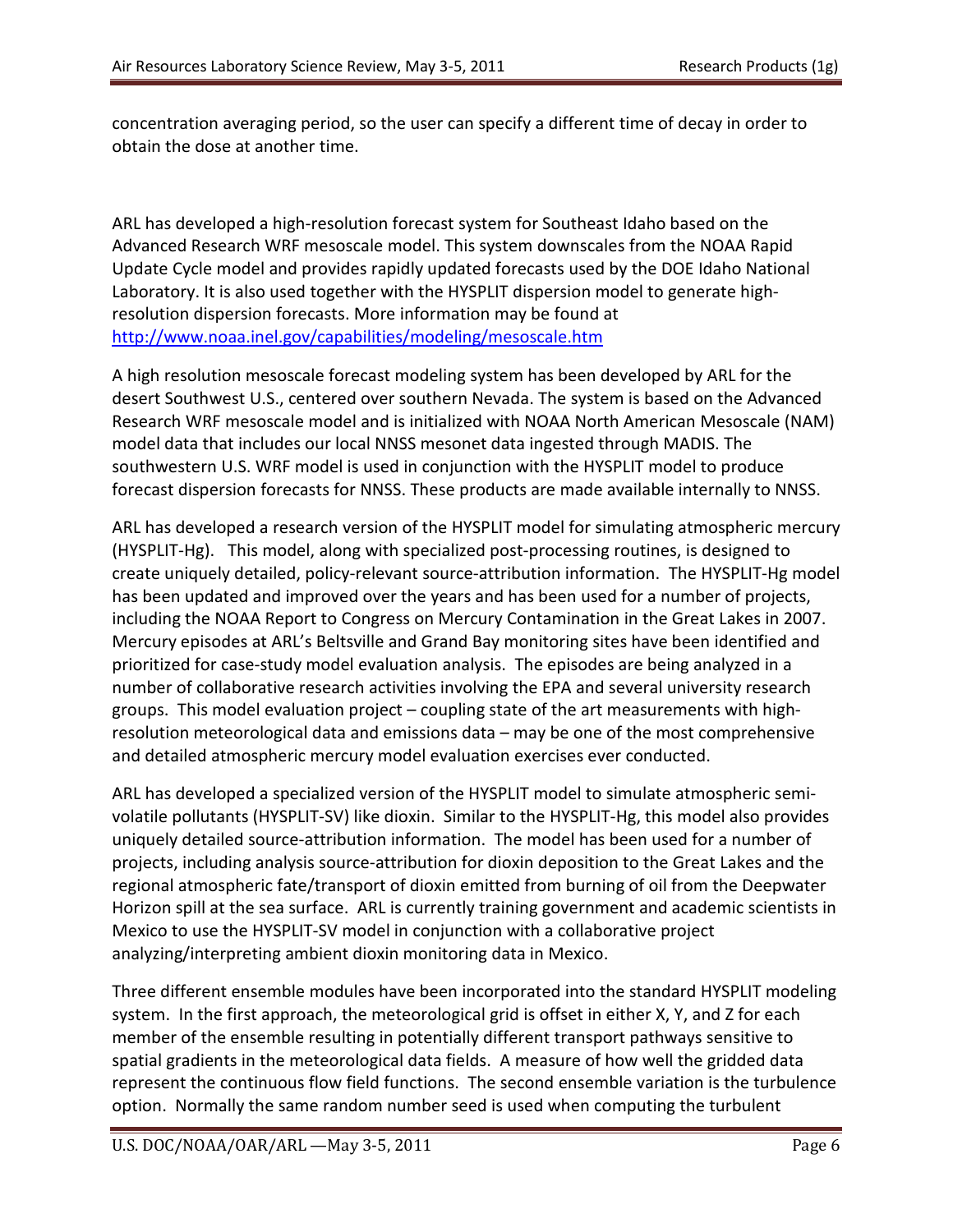concentration averaging period, so the user can specify a different time of decay in order to obtain the dose at another time.

ARL has developed a high-resolution forecast system for Southeast Idaho based on the Advanced Research WRF mesoscale model. This system downscales from the NOAA Rapid Update Cycle model and provides rapidly updated forecasts used by the DOE Idaho National Laboratory. It is also used together with the HYSPLIT dispersion model to generate high-resolution dispersion forecasts. More information may be found at [http://www.noaa.inel.gov/capabilities/modeling/mesoscale.htm](http://www.noaa.inel.gov/capabilities/modeling/mesoscale.htm)

A high resolution mesoscale forecast modeling system has been developed by ARL for the desert Southwest U.S., centered over southern Nevada. The system is based on the Advanced Research WRF mesoscale model and is initialized with NOAA North American Mesoscale (NAM) model data that includes our local NNSS mesonet data ingested through MADIS. The southwestern U.S. WRF model is used in conjunction with the HYSPLIT model to produce forecast dispersion forecasts for NNSS. These products are made available internally to NNSS.

ARL has developed a research version of the HYSPLIT model for simulating atmospheric mercury (HYSPLIT-Hg). This model, along with specialized post-processing routines, is designed to create uniquely detailed, policy-relevant source-attribution information. The HYSPLIT-Hg model has been updated and improved over the years and has been used for a number of projects, including the NOAA Report to Congress on Mercury Contamination in the Great Lakes in 2007. Mercury episodes at ARL's Beltsville and Grand Bay monitoring sites have been identified and prioritized for case-study model evaluation analysis. The episodes are being analyzed in a number of collaborative research activities involving the EPA and several university research groups. This model evaluation project – coupling state of the art measurements with high-resolution meteorological data and emissions data – may be one of the most comprehensive and detailed atmospheric mercury model evaluation exercises ever conducted.

ARL has developed a specialized version of the HYSPLIT model to simulate atmospheric semi-volatile pollutants (HYSPLIT-SV) like dioxin. Similar to the HYSPLIT-Hg, this model also provides uniquely detailed source-attribution information. The model has been used for a number of projects, including analysis source-attribution for dioxin deposition to the Great Lakes and the regional atmospheric fate/transport of dioxin emitted from burning of oil from the Deepwater Horizon spill at the sea surface. ARL is currently training government and academic scientists in Mexico to use the HYSPLIT-SV model in conjunction with a collaborative project analyzing/interpreting ambient dioxin monitoring data in Mexico.

Three different ensemble modules have been incorporated into the standard HYSPLIT modeling system. In the first approach, the meteorological grid is offset in either X, Y, and Z for each member of the ensemble resulting in potentially different transport pathways sensitive to spatial gradients in the meteorological data fields. A measure of how well the gridded data represent the continuous flow field functions. The second ensemble variation is the turbulence option. Normally the same random number seed is used when computing the turbulent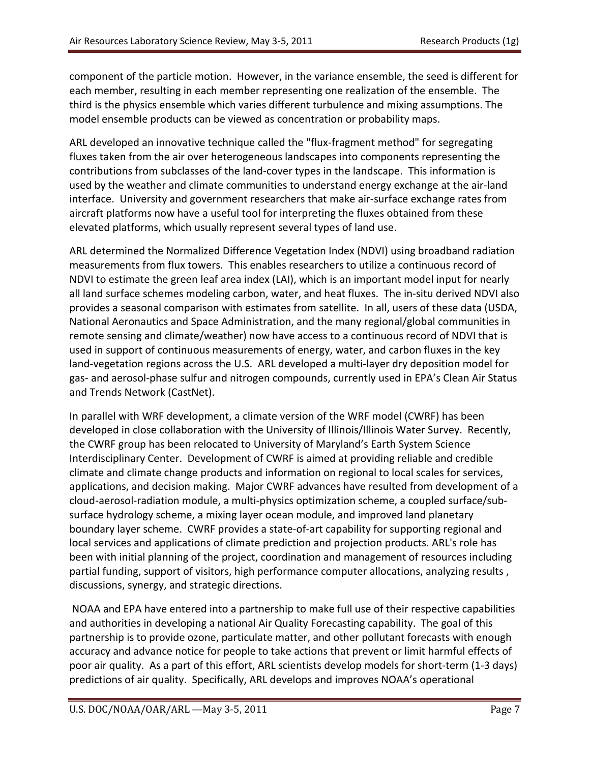component of the particle motion. However, in the variance ensemble, the seed is different for each member, resulting in each member representing one realization of the ensemble. The third is the physics ensemble which varies different turbulence and mixing assumptions. The model ensemble products can be viewed as concentration or probability maps.

ARL developed an innovative technique called the "flux-fragment method" for segregating fluxes taken from the air over heterogeneous landscapes into components representing the contributions from subclasses of the land-cover types in the landscape. This information is used by the weather and climate communities to understand energy exchange at the air-land interface. University and government researchers that make air-surface exchange rates from aircraft platforms now have a useful tool for interpreting the fluxes obtained from these elevated platforms, which usually represent several types of land use.

ARL determined the Normalized Difference Vegetation Index (NDVI) using broadband radiation measurements from flux towers. This enables researchers to utilize a continuous record of NDVI to estimate the green leaf area index (LAI), which is an important model input for nearly all land surface schemes modeling carbon, water, and heat fluxes. The in-situ derived NDVI also provides a seasonal comparison with estimates from satellite. In all, users of these data (USDA, National Aeronautics and Space Administration, and the many regional/global communities in remote sensing and climate/weather) now have access to a continuous record of NDVI that is used in support of continuous measurements of energy, water, and carbon fluxes in the key land-vegetation regions across the U.S. ARL developed a multi-layer dry deposition model for gas- and aerosol-phase sulfur and nitrogen compounds, currently used in EPA's Clean Air Status and Trends Network (CastNet).

In parallel with WRF development, a climate version of the WRF model (CWRF) has been developed in close collaboration with the University of Illinois/Illinois Water Survey. Recently, the CWRF group has been relocated to University of Maryland's Earth System Science Interdisciplinary Center. Development of CWRF is aimed at providing reliable and credible climate and climate change products and information on regional to local scales for services, applications, and decision making. Major CWRF advances have resulted from development of a cloud-aerosol-radiation module, a multi-physics optimization scheme, a coupled surface/sub-surface hydrology scheme, a mixing layer ocean module, and improved land planetary boundary layer scheme. CWRF provides a state-of-art capability for supporting regional and local services and applications of climate prediction and projection products. ARL's role has been with initial planning of the project, coordination and management of resources including partial funding, support of visitors, high performance computer allocations, analyzing results , discussions, synergy, and strategic directions.

NOAA and EPA have entered into a partnership to make full use of their respective capabilities and authorities in developing a national Air Quality Forecasting capability. The goal of this partnership is to provide ozone, particulate matter, and other pollutant forecasts with enough accuracy and advance notice for people to take actions that prevent or limit harmful effects of poor air quality. As a part of this effort, ARL scientists develop models for short-term (1-3 days) predictions of air quality. Specifically, ARL develops and improves NOAA's operational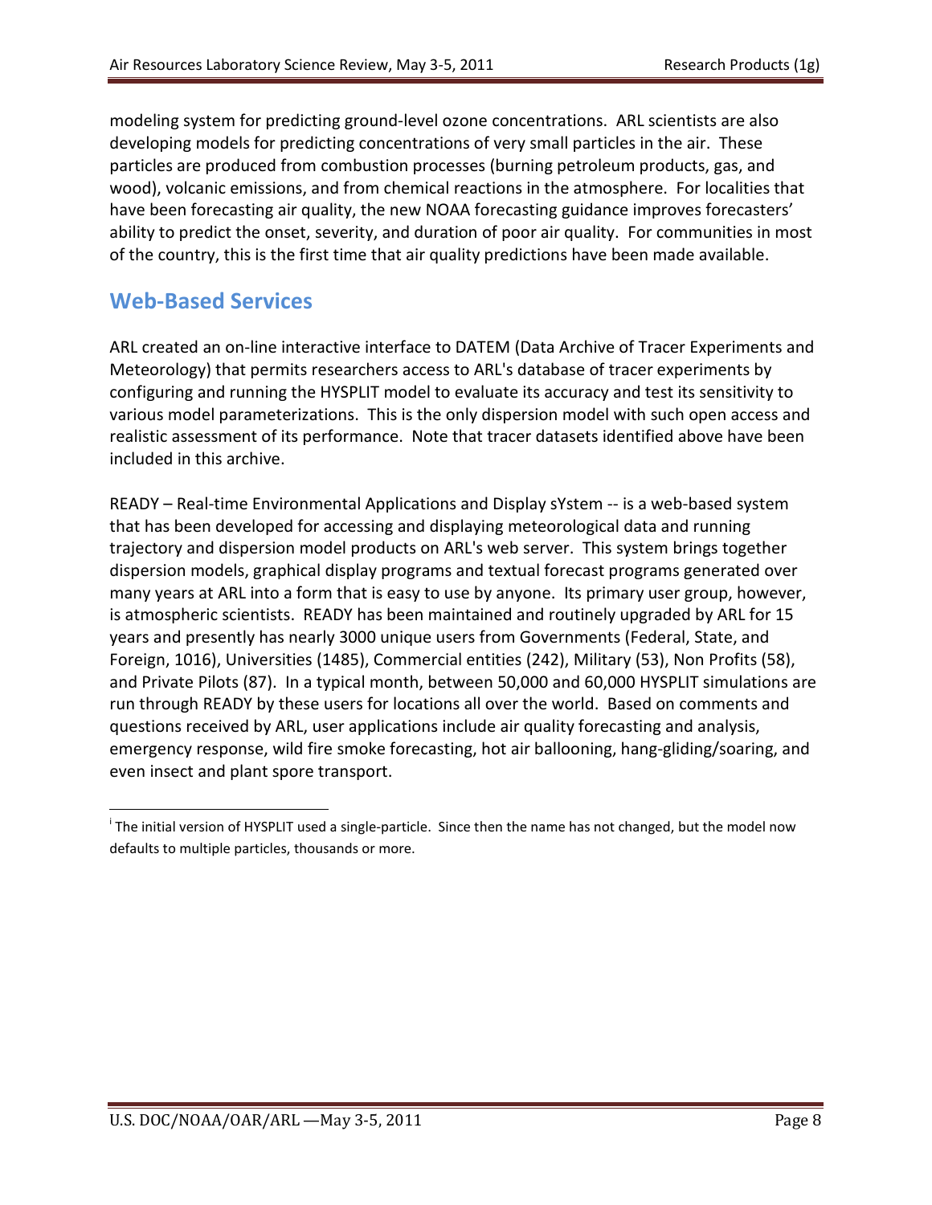modeling system for predicting ground-level ozone concentrations. ARL scientists are also developing models for predicting concentrations of very small particles in the air. These particles are produced from combustion processes (burning petroleum products, gas, and wood), volcanic emissions, and from chemical reactions in the atmosphere. For localities that have been forecasting air quality, the new NOAA forecasting guidance improves forecasters' ability to predict the onset, severity, and duration of poor air quality. For communities in most of the country, this is the first time that air quality predictions have been made available.

## Web-Based Services

ARL created an on-line interactive interface to DATEM (Data Archive of Tracer Experiments and Meteorology) that permits researchers access to ARL's database of tracer experiments by configuring and running the HYSPLIT model to evaluate its accuracy and test its sensitivity to various model parameterizations. This is the only dispersion model with such open access and realistic assessment of its performance. Note that tracer datasets identified above have been included in this archive.

READY – Real-time Environmental Applications and Display sYstem -- is a web-based system that has been developed for accessing and displaying meteorological data and running trajectory and dispersion model products on ARL's web server. This system brings together dispersion models, graphical display programs and textual forecast programs generated over many years at ARL into a form that is easy to use by anyone. Its primary user group, however, is atmospheric scientists. READY has been maintained and routinely upgraded by ARL for 15 years and presently has nearly 3000 unique users from Governments (Federal, State, and Foreign, 1016), Universities (1485), Commercial entities (242), Military (53), Non Profits (58), and Private Pilots (87). In a typical month, between 50,000 and 60,000 HYSPLIT simulations are run through READY by these users for locations all over the world. Based on comments and questions received by ARL, user applications include air quality forecasting and analysis, emergency response, wild fire smoke forecasting, hot air ballooning, hang-gliding/soaring, and even insect and plant spore transport.

---

[i] The initial version of HYSPLIT used a single-particle. Since then the name has not changed, but the model now defaults to multiple particles, thousands or more.